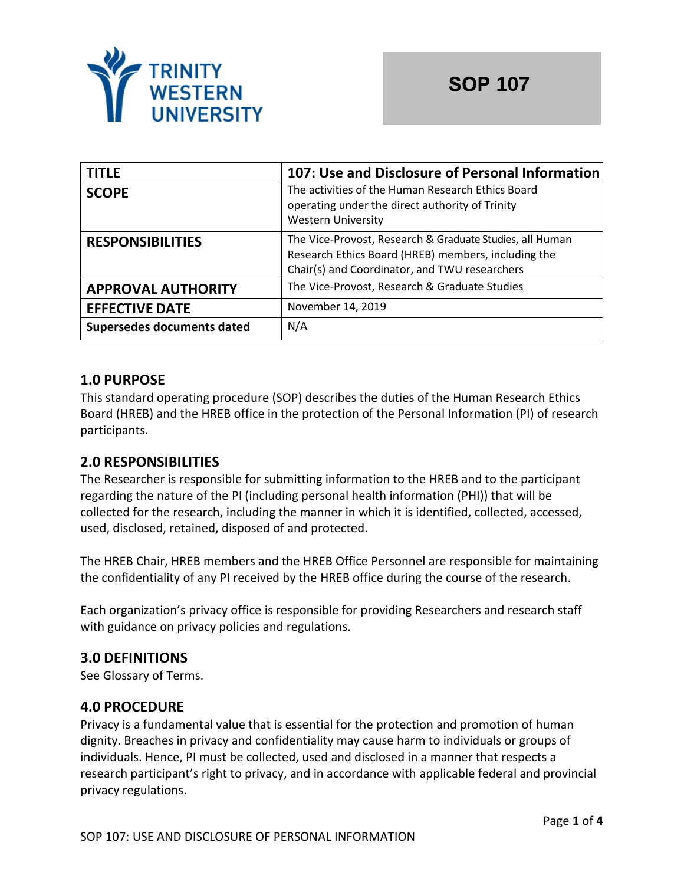Trinity Western University

# SOP 107

| TITLE | 107: Use and Disclosure of Personal Information |
|---|---|
| SCOPE | The activities of the Human Research Ethics Board operating under the direct authority of Trinity Western University |
| RESPONSIBILITIES | The Vice-Provost, Research & Graduate Studies, all Human Research Ethics Board (HREB) members, including the Chair(s) and Coordinator, and TWU researchers |
| APPROVAL AUTHORITY | The Vice-Provost, Research & Graduate Studies |
| EFFECTIVE DATE | November 14, 2019 |
| Supersedes documents dated | N/A |

## 1.0 PURPOSE

This standard operating procedure (SOP) describes the duties of the Human Research Ethics Board (HREB) and the HREB office in the protection of the Personal Information (PI) of research participants.

## 2.0 RESPONSIBILITIES

The Researcher is responsible for submitting information to the HREB and to the participant regarding the nature of the PI (including personal health information (PHI)) that will be collected for the research, including the manner in which it is identified, collected, accessed, used, disclosed, retained, disposed of and protected.

The HREB Chair, HREB members and the HREB Office Personnel are responsible for maintaining the confidentiality of any PI received by the HREB office during the course of the research.

Each organization's privacy office is responsible for providing Researchers and research staff with guidance on privacy policies and regulations.

## 3.0 DEFINITIONS

See Glossary of Terms.

## 4.0 PROCEDURE

Privacy is a fundamental value that is essential for the protection and promotion of human dignity. Breaches in privacy and confidentiality may cause harm to individuals or groups of individuals. Hence, PI must be collected, used and disclosed in a manner that respects a research participant's right to privacy, and in accordance with applicable federal and provincial privacy regulations.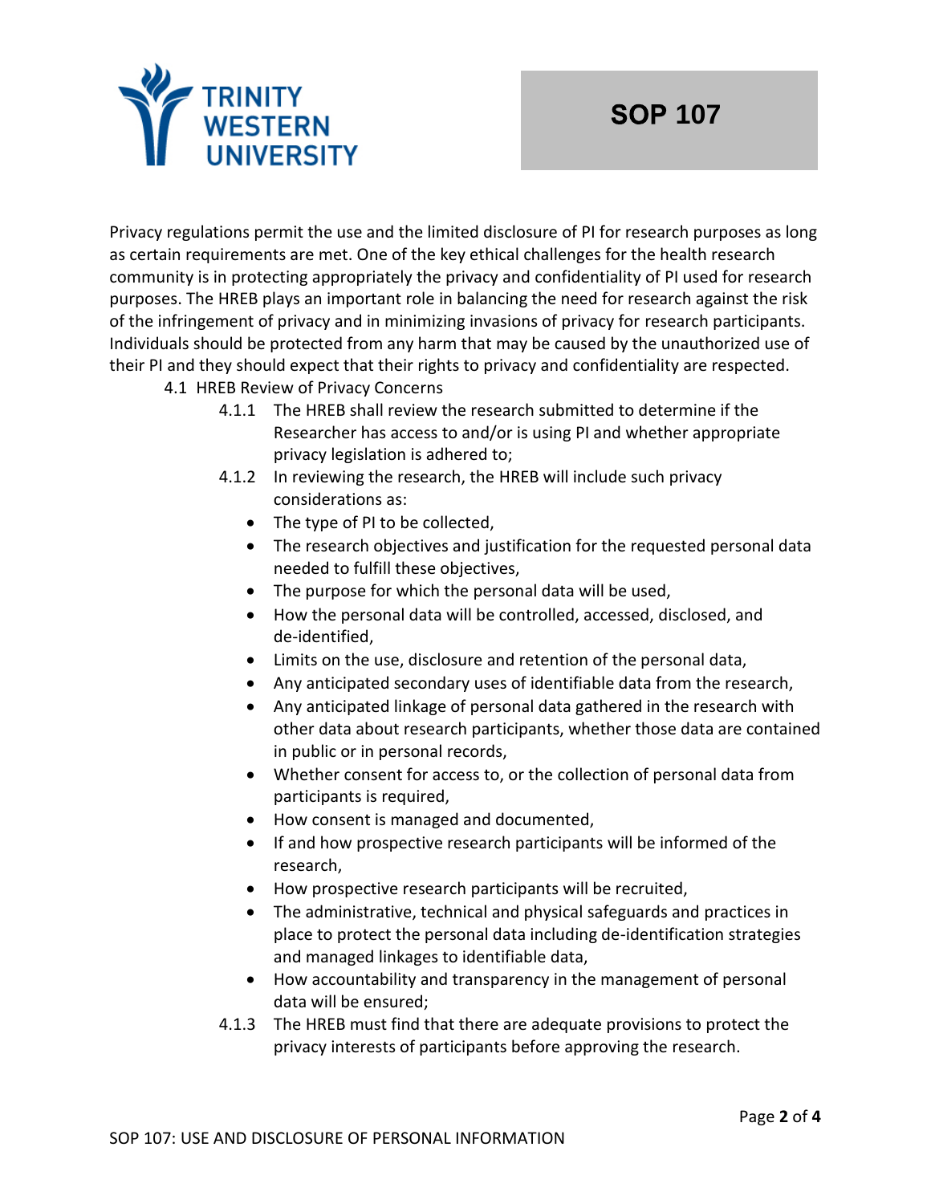Privacy regulations permit the use and the limited disclosure of PI for research purposes as long as certain requirements are met. One of the key ethical challenges for the health research community is in protecting appropriately the privacy and confidentiality of PI used for research purposes. The HREB plays an important role in balancing the need for research against the risk of the infringement of privacy and in minimizing invasions of privacy for research participants. Individuals should be protected from any harm that may be caused by the unauthorized use of their PI and they should expect that their rights to privacy and confidentiality are respected.

4.1 HREB Review of Privacy Concerns

4.1.1 The HREB shall review the research submitted to determine if the Researcher has access to and/or is using PI and whether appropriate privacy legislation is adhered to;

4.1.2 In reviewing the research, the HREB will include such privacy considerations as:

- The type of PI to be collected,
- The research objectives and justification for the requested personal data needed to fulfill these objectives,
- The purpose for which the personal data will be used,
- How the personal data will be controlled, accessed, disclosed, and de-identified,
- Limits on the use, disclosure and retention of the personal data,
- Any anticipated secondary uses of identifiable data from the research,
- Any anticipated linkage of personal data gathered in the research with other data about research participants, whether those data are contained in public or in personal records,
- Whether consent for access to, or the collection of personal data from participants is required,
- How consent is managed and documented,
- If and how prospective research participants will be informed of the research,
- How prospective research participants will be recruited,
- The administrative, technical and physical safeguards and practices in place to protect the personal data including de-identification strategies and managed linkages to identifiable data,
- How accountability and transparency in the management of personal data will be ensured;

4.1.3 The HREB must find that there are adequate provisions to protect the privacy interests of participants before approving the research.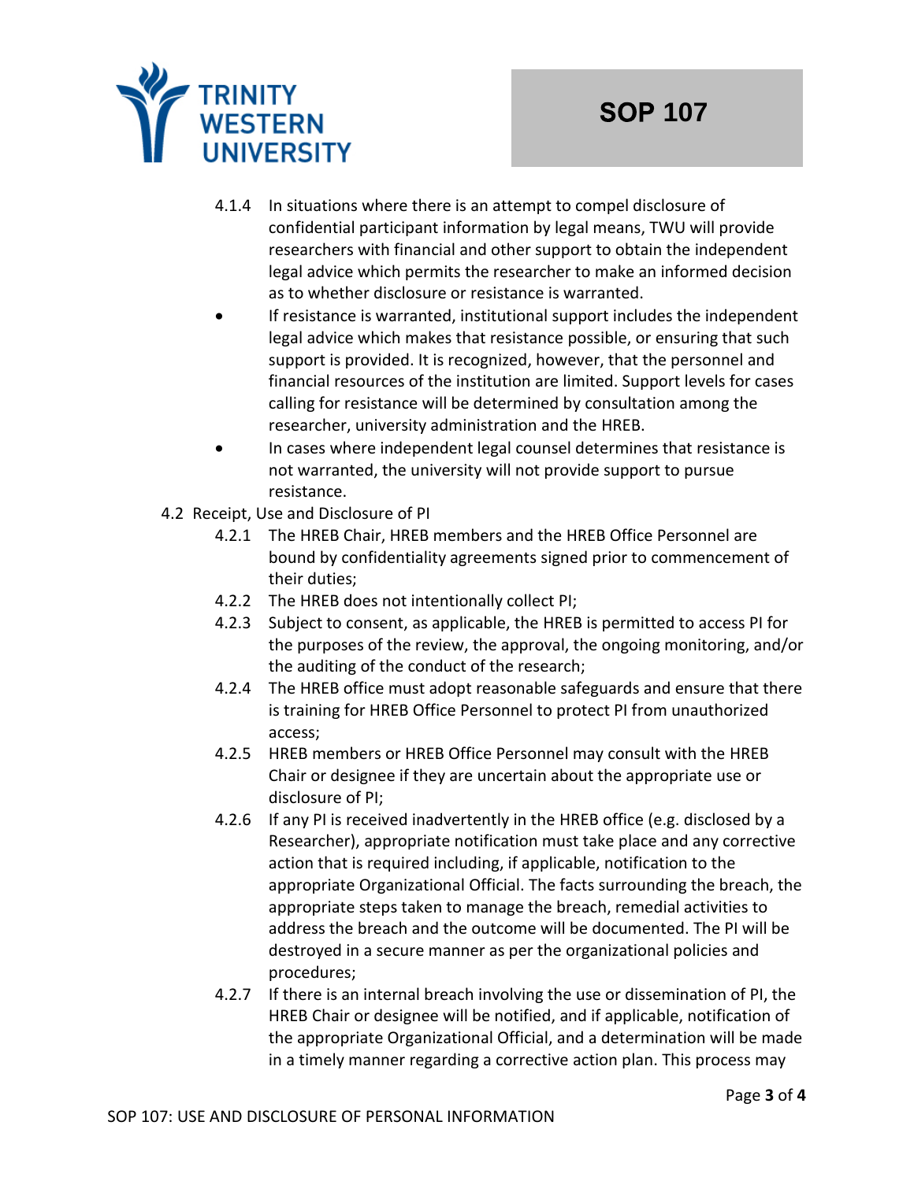4.1.4 In situations where there is an attempt to compel disclosure of confidential participant information by legal means, TWU will provide researchers with financial and other support to obtain the independent legal advice which permits the researcher to make an informed decision as to whether disclosure or resistance is warranted.

- If resistance is warranted, institutional support includes the independent legal advice which makes that resistance possible, or ensuring that such support is provided. It is recognized, however, that the personnel and financial resources of the institution are limited. Support levels for cases calling for resistance will be determined by consultation among the researcher, university administration and the HREB.
- In cases where independent legal counsel determines that resistance is not warranted, the university will not provide support to pursue resistance.

4.2 Receipt, Use and Disclosure of PI

4.2.1 The HREB Chair, HREB members and the HREB Office Personnel are bound by confidentiality agreements signed prior to commencement of their duties;

4.2.2 The HREB does not intentionally collect PI;

4.2.3 Subject to consent, as applicable, the HREB is permitted to access PI for the purposes of the review, the approval, the ongoing monitoring, and/or the auditing of the conduct of the research;

4.2.4 The HREB office must adopt reasonable safeguards and ensure that there is training for HREB Office Personnel to protect PI from unauthorized access;

4.2.5 HREB members or HREB Office Personnel may consult with the HREB Chair or designee if they are uncertain about the appropriate use or disclosure of PI;

4.2.6 If any PI is received inadvertently in the HREB office (e.g. disclosed by a Researcher), appropriate notification must take place and any corrective action that is required including, if applicable, notification to the appropriate Organizational Official. The facts surrounding the breach, the appropriate steps taken to manage the breach, remedial activities to address the breach and the outcome will be documented. The PI will be destroyed in a secure manner as per the organizational policies and procedures;

4.2.7 If there is an internal breach involving the use or dissemination of PI, the HREB Chair or designee will be notified, and if applicable, notification of the appropriate Organizational Official, and a determination will be made in a timely manner regarding a corrective action plan. This process may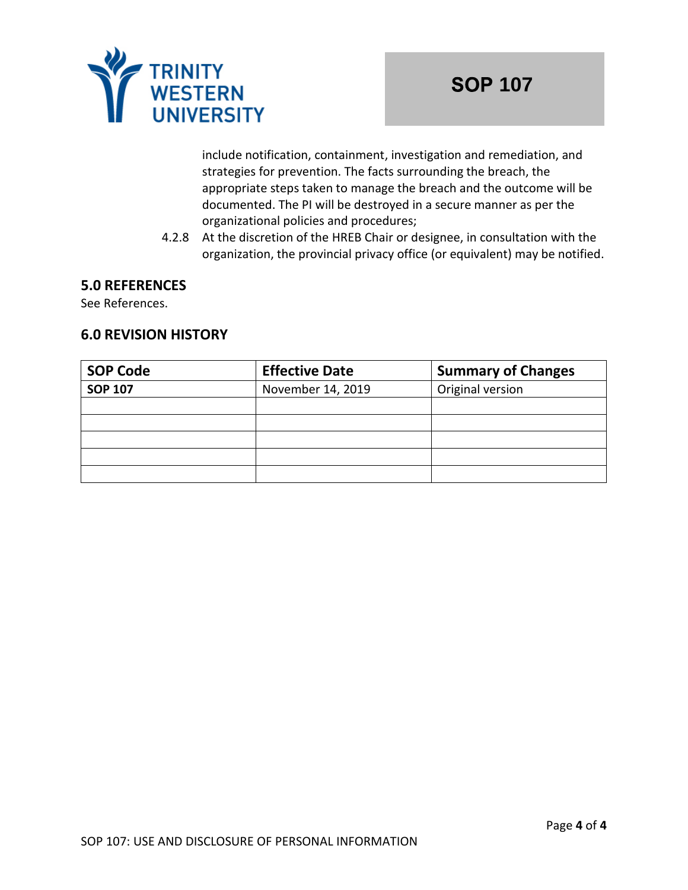include notification, containment, investigation and remediation, and strategies for prevention. The facts surrounding the breach, the appropriate steps taken to manage the breach and the outcome will be documented. The PI will be destroyed in a secure manner as per the organizational policies and procedures;

4.2.8 At the discretion of the HREB Chair or designee, in consultation with the organization, the provincial privacy office (or equivalent) may be notified.

## 5.0 REFERENCES

See References.

## 6.0 REVISION HISTORY

| SOP Code | Effective Date | Summary of Changes |
|---|---|---|
| **SOP 107** | November 14, 2019 | Original version |
| | | |
| | | |
| | | |
| | | |
| | | |